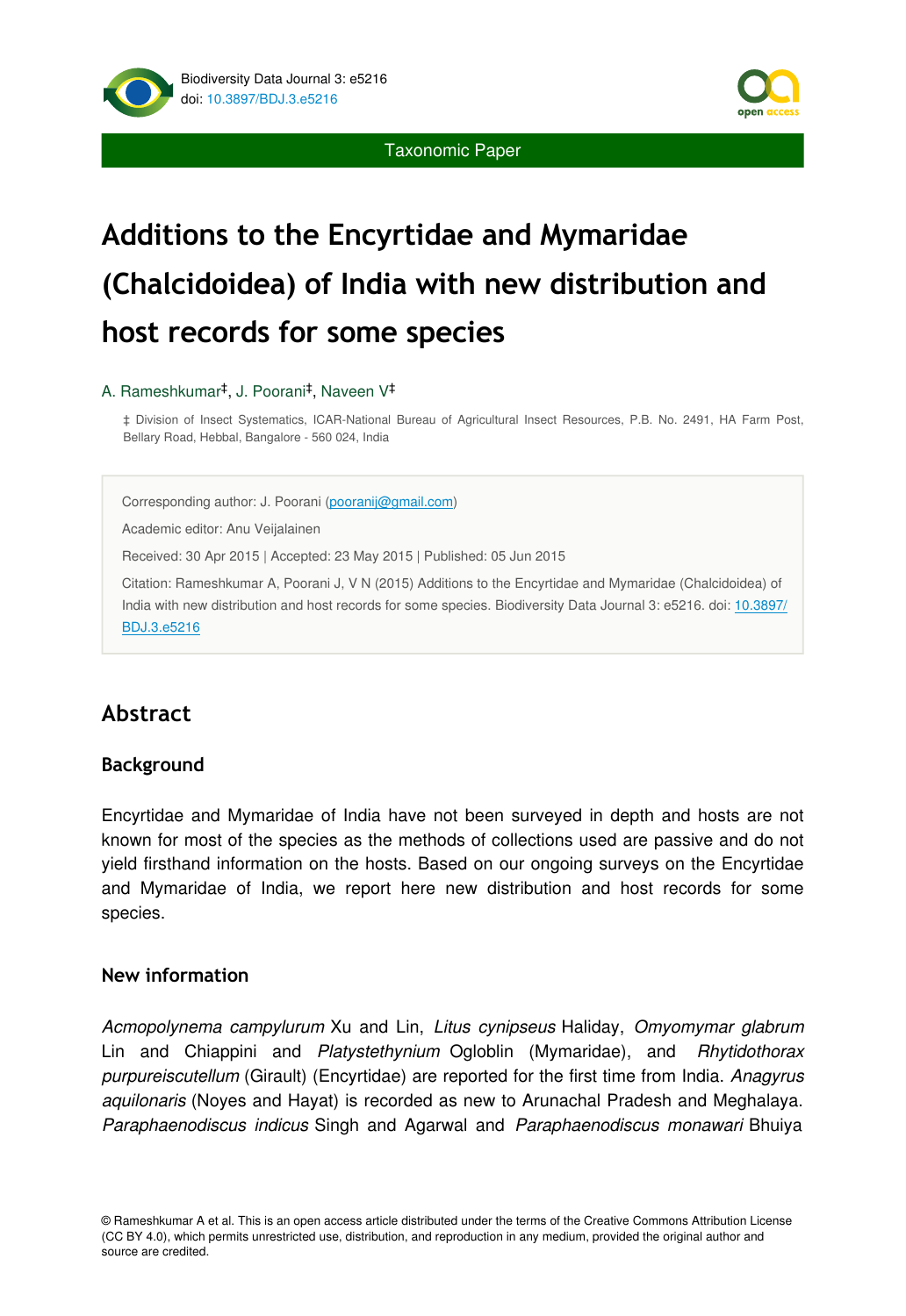Taxonomic Paper

# Additions to the Encyrtidae and Mymaridae (Chalcidoidea) of India with new distribution and host records for some species

A. Rameshkumar[‡], J. Poorani[‡], Naveen V[‡]

‡ Division of Insect Systematics, ICAR-National Bureau of Agricultural Insect Resources, P.B. No. 2491, HA Farm Post, Bellary Road, Hebbal, Bangalore - 560 024, India

Corresponding author: J. Poorani (pooranij@gmail.com)

Academic editor: Anu Veijalainen

Received: 30 Apr 2015 | Accepted: 23 May 2015 | Published: 05 Jun 2015

Citation: Rameshkumar A, Poorani J, V N (2015) Additions to the Encyrtidae and Mymaridae (Chalcidoidea) of India with new distribution and host records for some species. Biodiversity Data Journal 3: e5216. doi: 10.3897/BDJ.3.e5216

## Abstract

### Background

Encyrtidae and Mymaridae of India have not been surveyed in depth and hosts are not known for most of the species as the methods of collections used are passive and do not yield firsthand information on the hosts. Based on our ongoing surveys on the Encyrtidae and Mymaridae of India, we report here new distribution and host records for some species.

### New information

*Acmopolynema campylurum* Xu and Lin, *Litus cynipseus* Haliday, *Omyomymar glabrum* Lin and Chiappini and *Platystethynium* Ogloblin (Mymaridae), and *Rhytidothorax purpureiscutellum* (Girault) (Encyrtidae) are reported for the first time from India. *Anagyrus aquilonaris* (Noyes and Hayat) is recorded as new to Arunachal Pradesh and Meghalaya. *Paraphaenodiscus indicus* Singh and Agarwal and *Paraphaenodiscus monawari* Bhuiya

© Rameshkumar A et al. This is an open access article distributed under the terms of the Creative Commons Attribution License (CC BY 4.0), which permits unrestricted use, distribution, and reproduction in any medium, provided the original author and source are credited.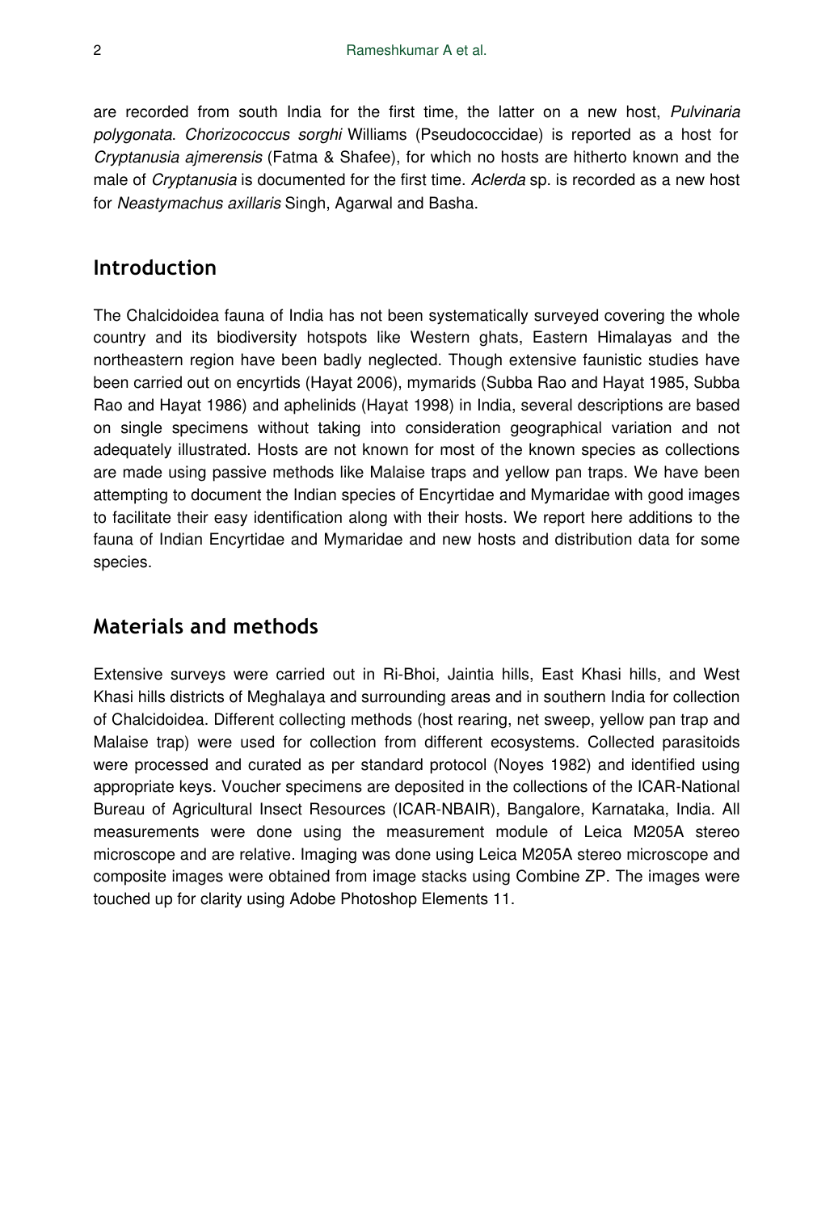are recorded from south India for the first time, the latter on a new host, *Pulvinaria polygonata*. *Chorizococcus sorghi* Williams (Pseudococcidae) is reported as a host for *Cryptanusia ajmerensis* (Fatma & Shafee), for which no hosts are hitherto known and the male of *Cryptanusia* is documented for the first time. *Aclerda* sp. is recorded as a new host for *Neastymachus axillaris* Singh, Agarwal and Basha.

## Introduction

The Chalcidoidea fauna of India has not been systematically surveyed covering the whole country and its biodiversity hotspots like Western ghats, Eastern Himalayas and the northeastern region have been badly neglected. Though extensive faunistic studies have been carried out on encyrtids (Hayat 2006), mymarids (Subba Rao and Hayat 1985, Subba Rao and Hayat 1986) and aphelinids (Hayat 1998) in India, several descriptions are based on single specimens without taking into consideration geographical variation and not adequately illustrated. Hosts are not known for most of the known species as collections are made using passive methods like Malaise traps and yellow pan traps. We have been attempting to document the Indian species of Encyrtidae and Mymaridae with good images to facilitate their easy identification along with their hosts. We report here additions to the fauna of Indian Encyrtidae and Mymaridae and new hosts and distribution data for some species.

## Materials and methods

Extensive surveys were carried out in Ri-Bhoi, Jaintia hills, East Khasi hills, and West Khasi hills districts of Meghalaya and surrounding areas and in southern India for collection of Chalcidoidea. Different collecting methods (host rearing, net sweep, yellow pan trap and Malaise trap) were used for collection from different ecosystems. Collected parasitoids were processed and curated as per standard protocol (Noyes 1982) and identified using appropriate keys. Voucher specimens are deposited in the collections of the ICAR-National Bureau of Agricultural Insect Resources (ICAR-NBAIR), Bangalore, Karnataka, India. All measurements were done using the measurement module of Leica M205A stereo microscope and are relative. Imaging was done using Leica M205A stereo microscope and composite images were obtained from image stacks using Combine ZP. The images were touched up for clarity using Adobe Photoshop Elements 11.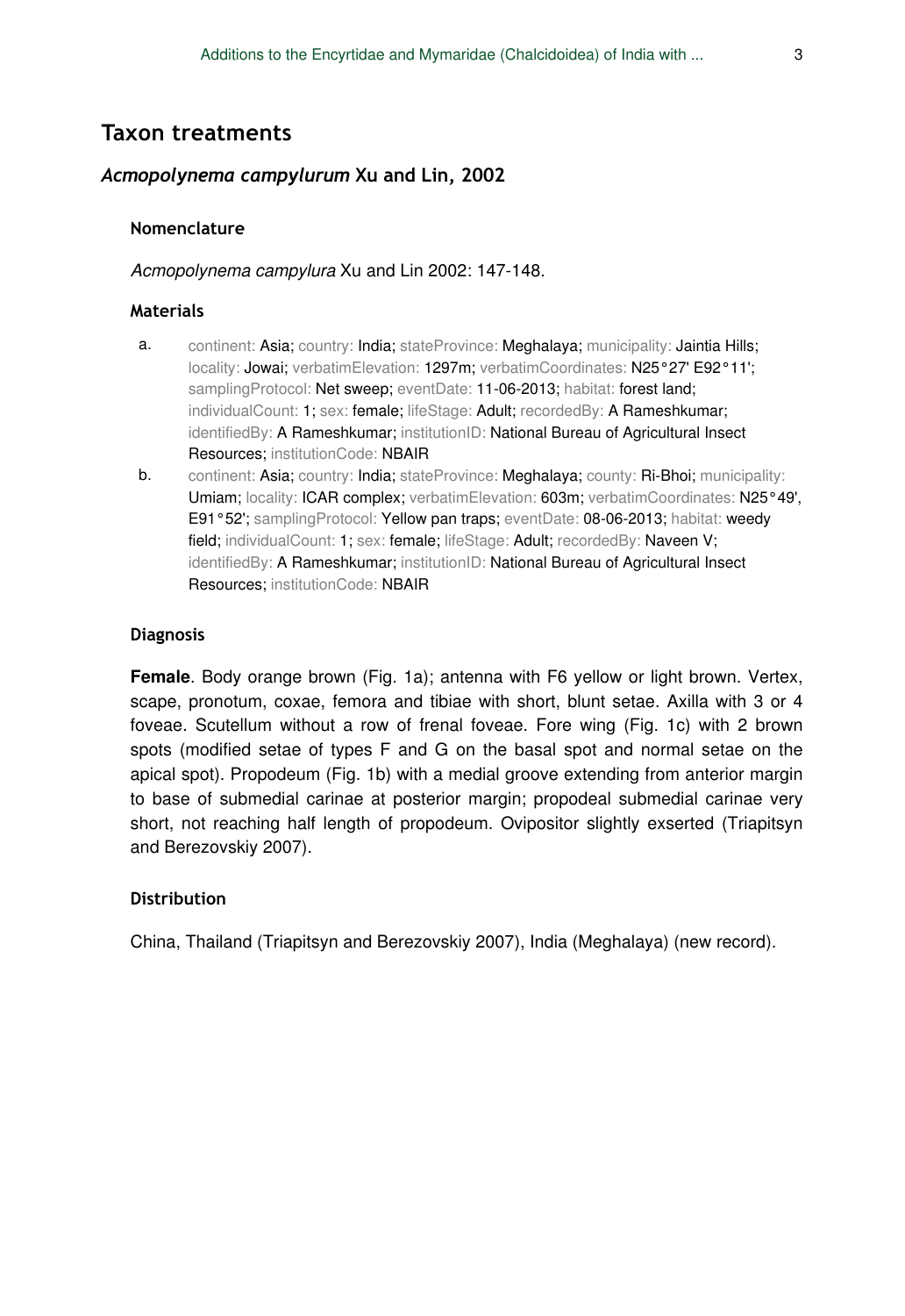## Taxon treatments

### *Acmopolynema campylurum* Xu and Lin, 2002

#### Nomenclature

*Acmopolynema campylura* Xu and Lin 2002: 147-148.

#### Materials

a. continent: Asia; country: India; stateProvince: Meghalaya; municipality: Jaintia Hills; locality: Jowai; verbatimElevation: 1297m; verbatimCoordinates: N25°27' E92°11'; samplingProtocol: Net sweep; eventDate: 11-06-2013; habitat: forest land; individualCount: 1; sex: female; lifeStage: Adult; recordedBy: A Rameshkumar; identifiedBy: A Rameshkumar; institutionID: National Bureau of Agricultural Insect Resources; institutionCode: NBAIR

b. continent: Asia; country: India; stateProvince: Meghalaya; county: Ri-Bhoi; municipality: Umiam; locality: ICAR complex; verbatimElevation: 603m; verbatimCoordinates: N25°49', E91°52'; samplingProtocol: Yellow pan traps; eventDate: 08-06-2013; habitat: weedy field; individualCount: 1; sex: female; lifeStage: Adult; recordedBy: Naveen V; identifiedBy: A Rameshkumar; institutionID: National Bureau of Agricultural Insect Resources; institutionCode: NBAIR

#### Diagnosis

**Female**. Body orange brown (Fig. 1a); antenna with F6 yellow or light brown. Vertex, scape, pronotum, coxae, femora and tibiae with short, blunt setae. Axilla with 3 or 4 foveae. Scutellum without a row of frenal foveae. Fore wing (Fig. 1c) with 2 brown spots (modified setae of types F and G on the basal spot and normal setae on the apical spot). Propodeum (Fig. 1b) with a medial groove extending from anterior margin to base of submedial carinae at posterior margin; propodeal submedial carinae very short, not reaching half length of propodeum. Ovipositor slightly exserted (Triapitsyn and Berezovskiy 2007).

#### Distribution

China, Thailand (Triapitsyn and Berezovskiy 2007), India (Meghalaya) (new record).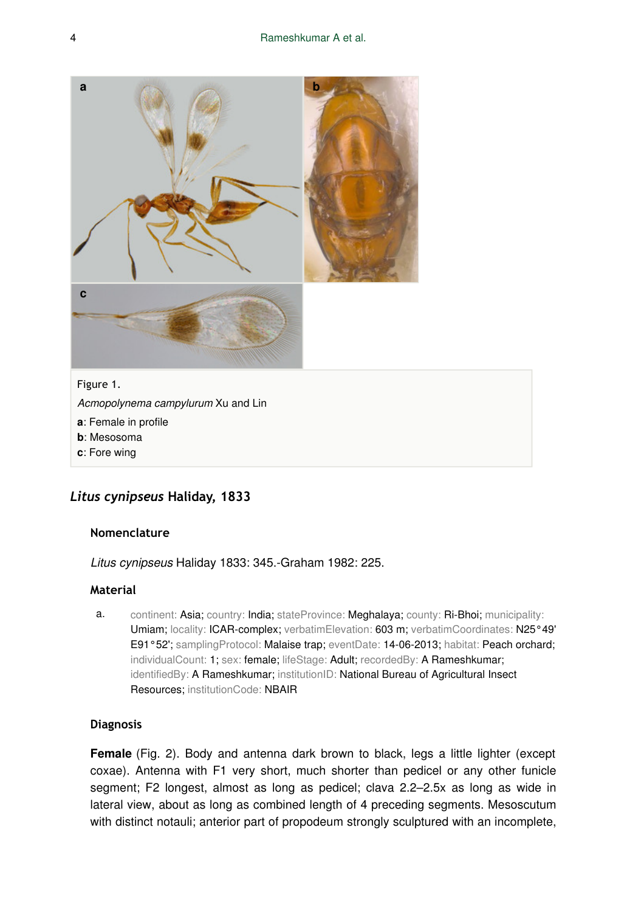Figure 1.

*Acmopolynema campylurum* Xu and Lin

**a**: Female in profile

**b**: Mesosoma

**c**: Fore wing

## *Litus cynipseus* Haliday, 1833

### Nomenclature

*Litus cynipseus* Haliday 1833: 345.-Graham 1982: 225.

### Material

a. continent: Asia; country: India; stateProvince: Meghalaya; county: Ri-Bhoi; municipality: Umiam; locality: ICAR-complex; verbatimElevation: 603 m; verbatimCoordinates: N25°49' E91°52'; samplingProtocol: Malaise trap; eventDate: 14-06-2013; habitat: Peach orchard; individualCount: 1; sex: female; lifeStage: Adult; recordedBy: A Rameshkumar; identifiedBy: A Rameshkumar; institutionID: National Bureau of Agricultural Insect Resources; institutionCode: NBAIR

### Diagnosis

**Female** (Fig. 2). Body and antenna dark brown to black, legs a little lighter (except coxae). Antenna with F1 very short, much shorter than pedicel or any other funicle segment; F2 longest, almost as long as pedicel; clava 2.2–2.5x as long as wide in lateral view, about as long as combined length of 4 preceding segments. Mesoscutum with distinct notauli; anterior part of propodeum strongly sculptured with an incomplete,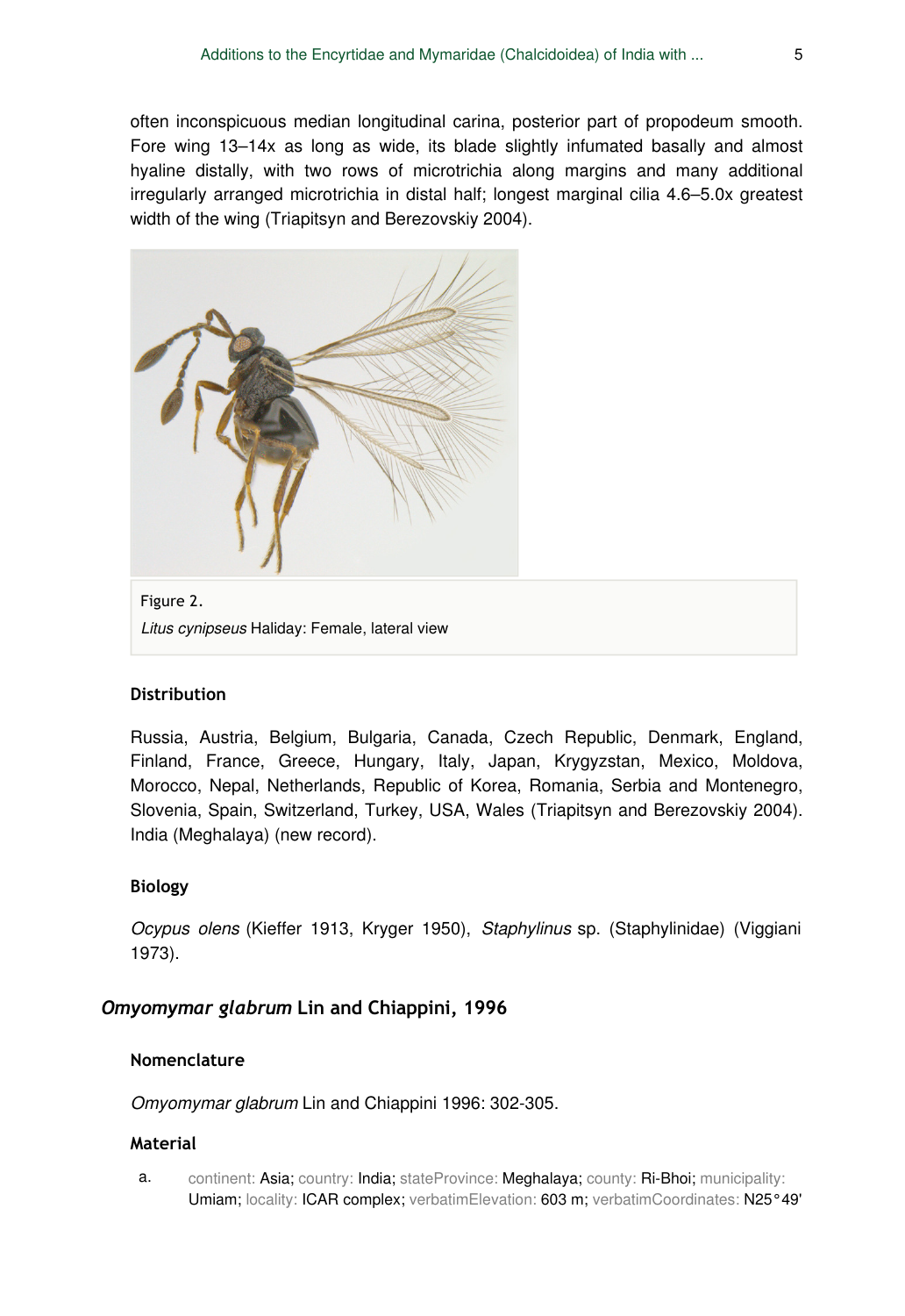often inconspicuous median longitudinal carina, posterior part of propodeum smooth. Fore wing 13–14x as long as wide, its blade slightly infumated basally and almost hyaline distally, with two rows of microtrichia along margins and many additional irregularly arranged microtrichia in distal half; longest marginal cilia 4.6–5.0x greatest width of the wing (Triapitsyn and Berezovskiy 2004).

Figure 2.
*Litus cynipseus* Haliday: Female, lateral view

#### Distribution

Russia, Austria, Belgium, Bulgaria, Canada, Czech Republic, Denmark, England, Finland, France, Greece, Hungary, Italy, Japan, Krygyzstan, Mexico, Moldova, Morocco, Nepal, Netherlands, Republic of Korea, Romania, Serbia and Montenegro, Slovenia, Spain, Switzerland, Turkey, USA, Wales (Triapitsyn and Berezovskiy 2004). India (Meghalaya) (new record).

#### Biology

*Ocypus olens* (Kieffer 1913, Kryger 1950), *Staphylinus* sp. (Staphylinidae) (Viggiani 1973).

### *Omyomymar glabrum* Lin and Chiappini, 1996

#### Nomenclature

*Omyomymar glabrum* Lin and Chiappini 1996: 302-305.

#### Material

a. continent: Asia; country: India; stateProvince: Meghalaya; county: Ri-Bhoi; municipality: Umiam; locality: ICAR complex; verbatimElevation: 603 m; verbatimCoordinates: N25°49'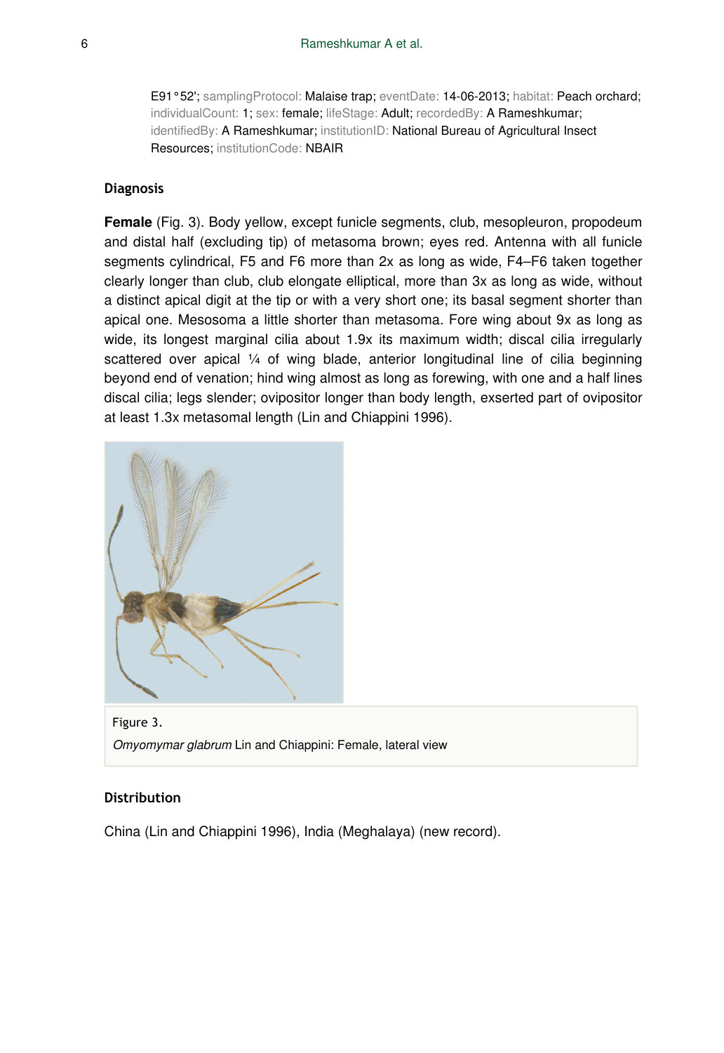E91°52'; samplingProtocol: Malaise trap; eventDate: 14-06-2013; habitat: Peach orchard; individualCount: 1; sex: female; lifeStage: Adult; recordedBy: A Rameshkumar; identifiedBy: A Rameshkumar; institutionID: National Bureau of Agricultural Insect Resources; institutionCode: NBAIR

### Diagnosis

**Female** (Fig. 3). Body yellow, except funicle segments, club, mesopleuron, propodeum and distal half (excluding tip) of metasoma brown; eyes red. Antenna with all funicle segments cylindrical, F5 and F6 more than 2x as long as wide, F4–F6 taken together clearly longer than club, club elongate elliptical, more than 3x as long as wide, without a distinct apical digit at the tip or with a very short one; its basal segment shorter than apical one. Mesosoma a little shorter than metasoma. Fore wing about 9x as long as wide, its longest marginal cilia about 1.9x its maximum width; discal cilia irregularly scattered over apical ¼ of wing blade, anterior longitudinal line of cilia beginning beyond end of venation; hind wing almost as long as forewing, with one and a half lines discal cilia; legs slender; ovipositor longer than body length, exserted part of ovipositor at least 1.3x metasomal length (Lin and Chiappini 1996).

Figure 3.
*Omyomymar glabrum* Lin and Chiappini: Female, lateral view

### Distribution

China (Lin and Chiappini 1996), India (Meghalaya) (new record).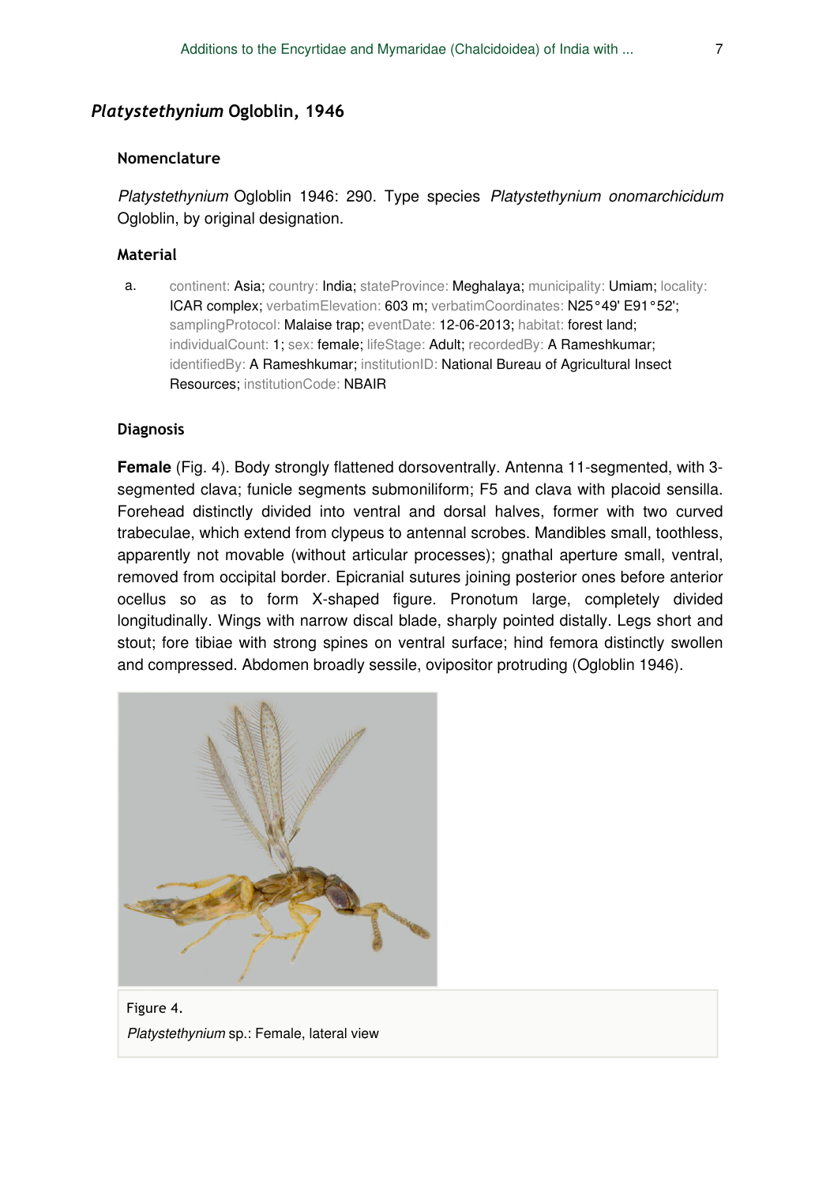## *Platystethynium* Ogloblin, 1946

### Nomenclature

*Platystethynium* Ogloblin 1946: 290. Type species *Platystethynium onomarchicidum* Ogloblin, by original designation.

### Material

a. continent: Asia; country: India; stateProvince: Meghalaya; municipality: Umiam; locality: ICAR complex; verbatimElevation: 603 m; verbatimCoordinates: N25°49' E91°52'; samplingProtocol: Malaise trap; eventDate: 12-06-2013; habitat: forest land; individualCount: 1; sex: female; lifeStage: Adult; recordedBy: A Rameshkumar; identifiedBy: A Rameshkumar; institutionID: National Bureau of Agricultural Insect Resources; institutionCode: NBAIR

### Diagnosis

**Female** (Fig. 4). Body strongly flattened dorsoventrally. Antenna 11-segmented, with 3-segmented clava; funicle segments submoniliform; F5 and clava with placoid sensilla. Forehead distinctly divided into ventral and dorsal halves, former with two curved trabeculae, which extend from clypeus to antennal scrobes. Mandibles small, toothless, apparently not movable (without articular processes); gnathal aperture small, ventral, removed from occipital border. Epicranial sutures joining posterior ones before anterior ocellus so as to form X-shaped figure. Pronotum large, completely divided longitudinally. Wings with narrow discal blade, sharply pointed distally. Legs short and stout; fore tibiae with strong spines on ventral surface; hind femora distinctly swollen and compressed. Abdomen broadly sessile, ovipositor protruding (Ogloblin 1946).

Figure 4.

*Platystethynium* sp.: Female, lateral view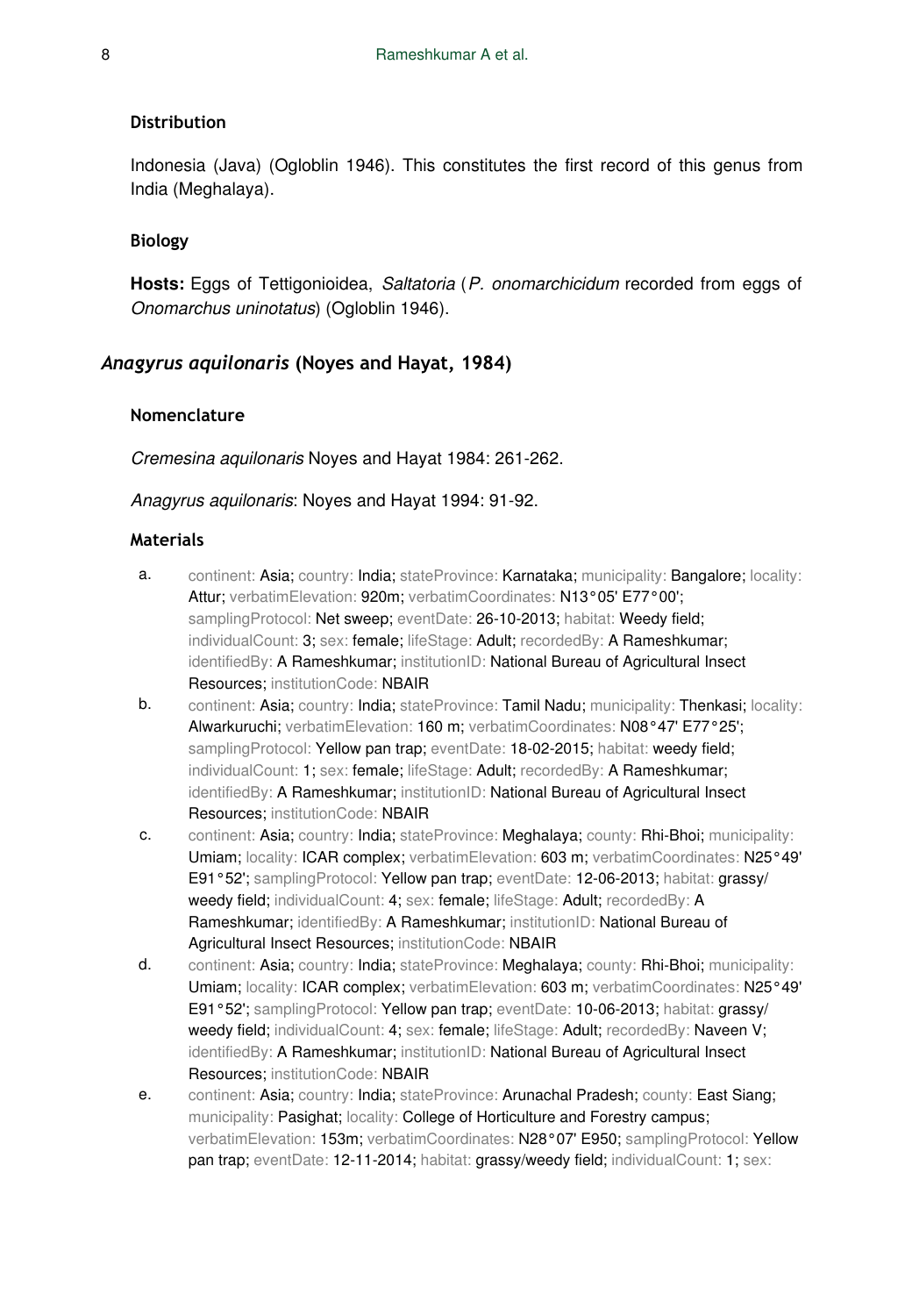#### Distribution

Indonesia (Java) (Ogloblin 1946). This constitutes the first record of this genus from India (Meghalaya).

#### Biology

**Hosts:** Eggs of Tettigonioidea, *Saltatoria* (*P. onomarchicidum* recorded from eggs of *Onomarchus uninotatus*) (Ogloblin 1946).

### *Anagyrus aquilonaris* (Noyes and Hayat, 1984)

#### Nomenclature

*Cremesina aquilonaris* Noyes and Hayat 1984: 261-262.

*Anagyrus aquilonaris*: Noyes and Hayat 1994: 91-92.

#### Materials

a. continent: Asia; country: India; stateProvince: Karnataka; municipality: Bangalore; locality: Attur; verbatimElevation: 920m; verbatimCoordinates: N13°05' E77°00'; samplingProtocol: Net sweep; eventDate: 26-10-2013; habitat: Weedy field; individualCount: 3; sex: female; lifeStage: Adult; recordedBy: A Rameshkumar; identifiedBy: A Rameshkumar; institutionID: National Bureau of Agricultural Insect Resources; institutionCode: NBAIR

b. continent: Asia; country: India; stateProvince: Tamil Nadu; municipality: Thenkasi; locality: Alwarkuruchi; verbatimElevation: 160 m; verbatimCoordinates: N08°47' E77°25'; samplingProtocol: Yellow pan trap; eventDate: 18-02-2015; habitat: weedy field; individualCount: 1; sex: female; lifeStage: Adult; recordedBy: A Rameshkumar; identifiedBy: A Rameshkumar; institutionID: National Bureau of Agricultural Insect Resources; institutionCode: NBAIR

c. continent: Asia; country: India; stateProvince: Meghalaya; county: Rhi-Bhoi; municipality: Umiam; locality: ICAR complex; verbatimElevation: 603 m; verbatimCoordinates: N25°49' E91°52'; samplingProtocol: Yellow pan trap; eventDate: 12-06-2013; habitat: grassy/ weedy field; individualCount: 4; sex: female; lifeStage: Adult; recordedBy: A Rameshkumar; identifiedBy: A Rameshkumar; institutionID: National Bureau of Agricultural Insect Resources; institutionCode: NBAIR

d. continent: Asia; country: India; stateProvince: Meghalaya; county: Rhi-Bhoi; municipality: Umiam; locality: ICAR complex; verbatimElevation: 603 m; verbatimCoordinates: N25°49' E91°52'; samplingProtocol: Yellow pan trap; eventDate: 10-06-2013; habitat: grassy/ weedy field; individualCount: 4; sex: female; lifeStage: Adult; recordedBy: Naveen V; identifiedBy: A Rameshkumar; institutionID: National Bureau of Agricultural Insect Resources; institutionCode: NBAIR

e. continent: Asia; country: India; stateProvince: Arunachal Pradesh; county: East Siang; municipality: Pasighat; locality: College of Horticulture and Forestry campus; verbatimElevation: 153m; verbatimCoordinates: N28°07' E950; samplingProtocol: Yellow pan trap; eventDate: 12-11-2014; habitat: grassy/weedy field; individualCount: 1; sex: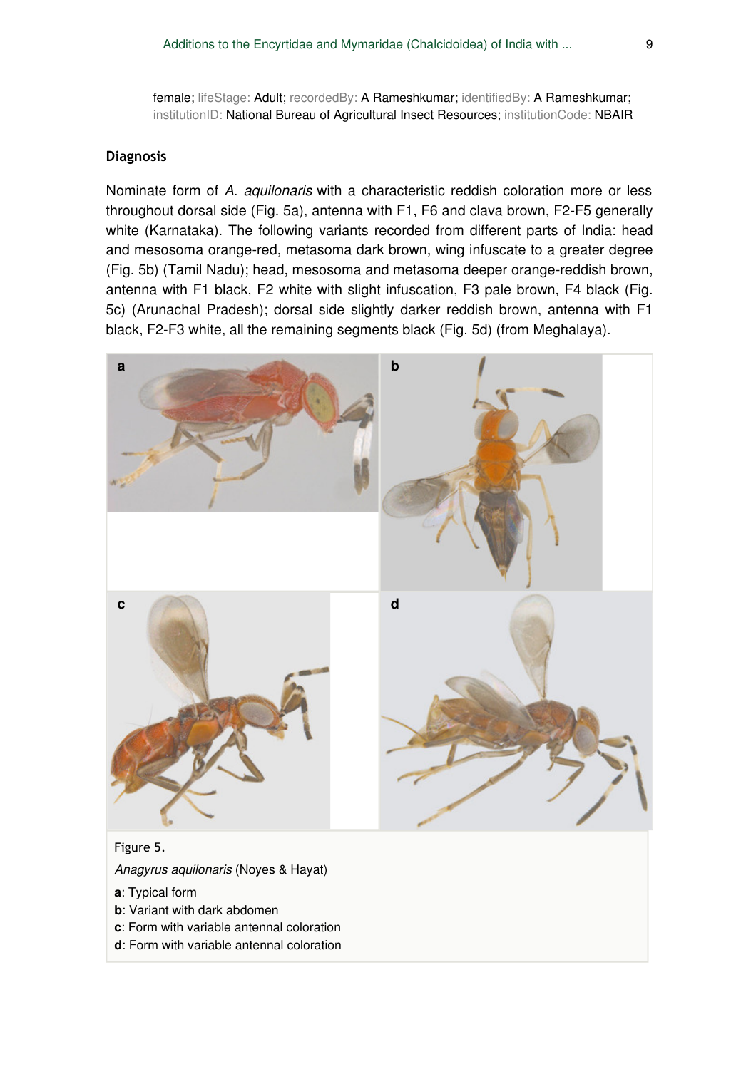female; lifeStage: Adult; recordedBy: A Rameshkumar; identifiedBy: A Rameshkumar; institutionID: National Bureau of Agricultural Insect Resources; institutionCode: NBAIR

## Diagnosis

Nominate form of *A. aquilonaris* with a characteristic reddish coloration more or less throughout dorsal side (Fig. 5a), antenna with F1, F6 and clava brown, F2-F5 generally white (Karnataka). The following variants recorded from different parts of India: head and mesosoma orange-red, metasoma dark brown, wing infuscate to a greater degree (Fig. 5b) (Tamil Nadu); head, mesosoma and metasoma deeper orange-reddish brown, antenna with F1 black, F2 white with slight infuscation, F3 pale brown, F4 black (Fig. 5c) (Arunachal Pradesh); dorsal side slightly darker reddish brown, antenna with F1 black, F2-F3 white, all the remaining segments black (Fig. 5d) (from Meghalaya).

Figure 5.

*Anagyrus aquilonaris* (Noyes & Hayat)

**a**: Typical form

**b**: Variant with dark abdomen

**c**: Form with variable antennal coloration

**d**: Form with variable antennal coloration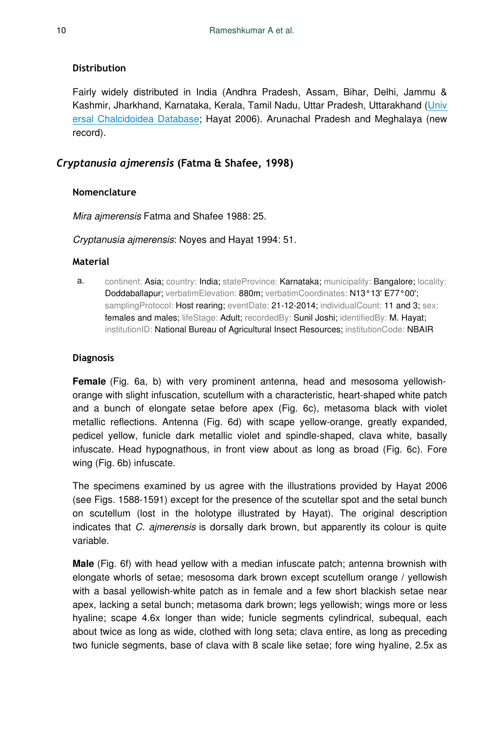### Distribution

Fairly widely distributed in India (Andhra Pradesh, Assam, Bihar, Delhi, Jammu & Kashmir, Jharkhand, Karnataka, Kerala, Tamil Nadu, Uttar Pradesh, Uttarakhand (Universal Chalcidoidea Database; Hayat 2006). Arunachal Pradesh and Meghalaya (new record).

## *Cryptanusia ajmerensis* (Fatma & Shafee, 1998)

### Nomenclature

*Mira ajmerensis* Fatma and Shafee 1988: 25.

*Cryptanusia ajmerensis*: Noyes and Hayat 1994: 51.

### Material

a. continent: Asia; country: India; stateProvince: Karnataka; municipality: Bangalore; locality: Doddaballapur; verbatimElevation: 880m; verbatimCoordinates: N13°13' E77°00'; samplingProtocol: Host rearing; eventDate: 21-12-2014; individualCount: 11 and 3; sex: females and males; lifeStage: Adult; recordedBy: Sunil Joshi; identifiedBy: M. Hayat; institutionID: National Bureau of Agricultural Insect Resources; institutionCode: NBAIR

### Diagnosis

**Female** (Fig. 6a, b) with very prominent antenna, head and mesosoma yellowish-orange with slight infuscation, scutellum with a characteristic, heart-shaped white patch and a bunch of elongate setae before apex (Fig. 6c), metasoma black with violet metallic reflections. Antenna (Fig. 6d) with scape yellow-orange, greatly expanded, pedicel yellow, funicle dark metallic violet and spindle-shaped, clava white, basally infuscate. Head hypognathous, in front view about as long as broad (Fig. 6c). Fore wing (Fig. 6b) infuscate.

The specimens examined by us agree with the illustrations provided by Hayat 2006 (see Figs. 1588-1591) except for the presence of the scutellar spot and the setal bunch on scutellum (lost in the holotype illustrated by Hayat). The original description indicates that *C. ajmerensis* is dorsally dark brown, but apparently its colour is quite variable.

**Male** (Fig. 6f) with head yellow with a median infuscate patch; antenna brownish with elongate whorls of setae; mesosoma dark brown except scutellum orange / yellowish with a basal yellowish-white patch as in female and a few short blackish setae near apex, lacking a setal bunch; metasoma dark brown; legs yellowish; wings more or less hyaline; scape 4.6x longer than wide; funicle segments cylindrical, subequal, each about twice as long as wide, clothed with long seta; clava entire, as long as preceding two funicle segments, base of clava with 8 scale like setae; fore wing hyaline, 2.5x as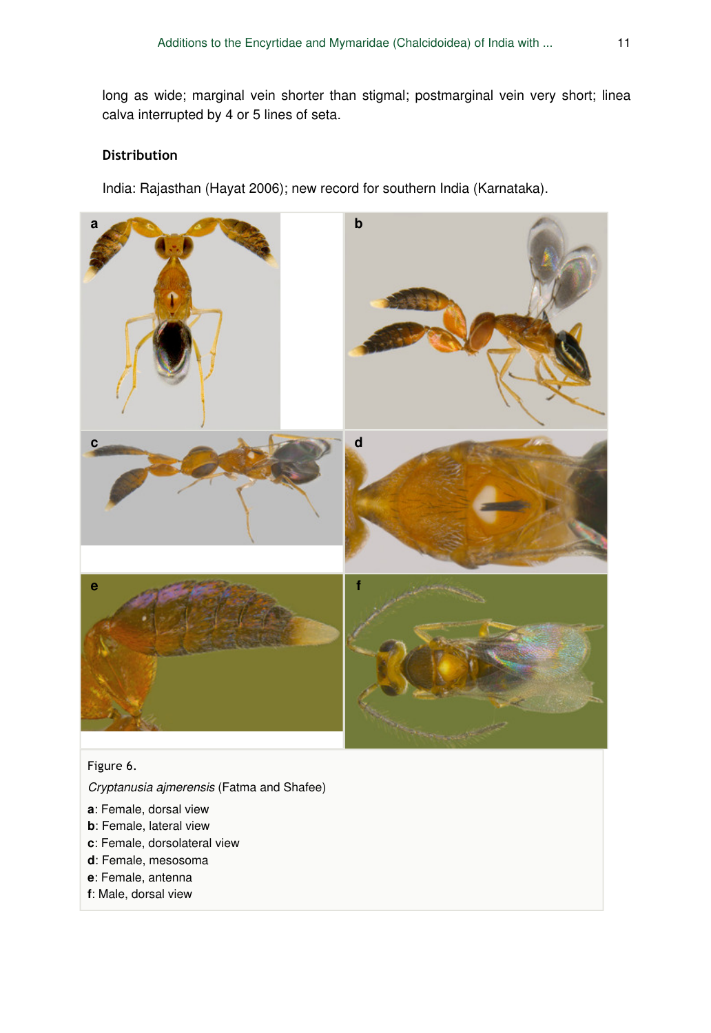long as wide; marginal vein shorter than stigmal; postmarginal vein very short; linea calva interrupted by 4 or 5 lines of seta.

### Distribution

India: Rajasthan (Hayat 2006); new record for southern India (Karnataka).

Figure 6.

*Cryptanusia ajmerensis* (Fatma and Shafee)

**a**: Female, dorsal view
**b**: Female, lateral view
**c**: Female, dorsolateral view
**d**: Female, mesosoma
**e**: Female, antenna
**f**: Male, dorsal view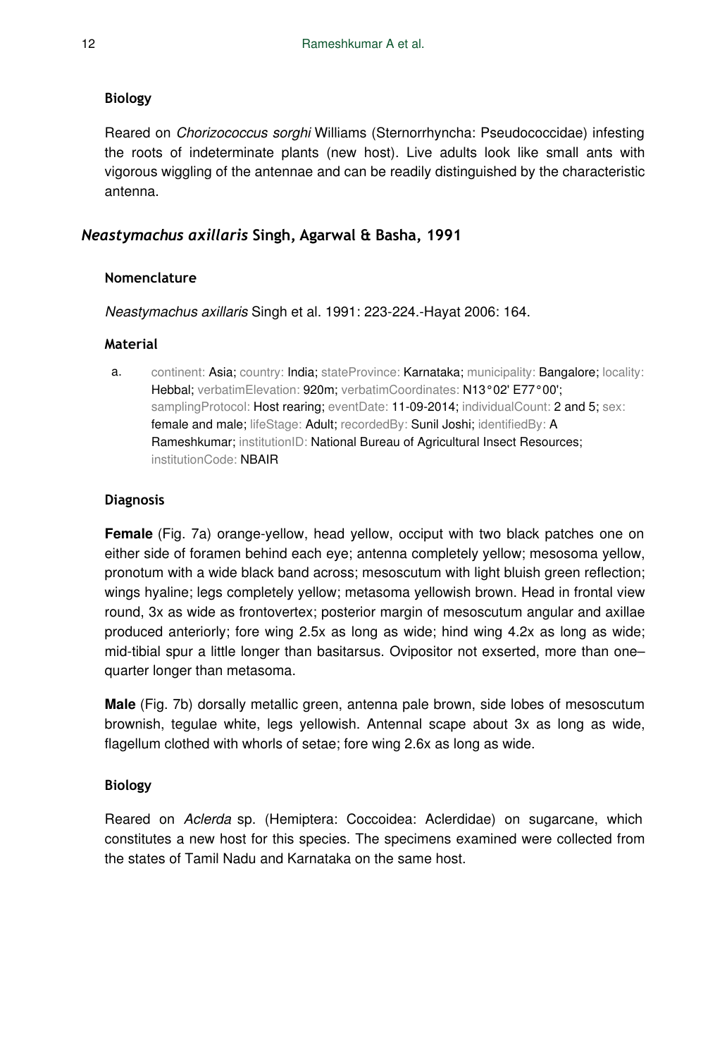### Biology

Reared on *Chorizococcus sorghi* Williams (Sternorrhyncha: Pseudococcidae) infesting the roots of indeterminate plants (new host). Live adults look like small ants with vigorous wiggling of the antennae and can be readily distinguished by the characteristic antenna.

## *Neastymachus axillaris* Singh, Agarwal & Basha, 1991

### Nomenclature

*Neastymachus axillaris* Singh et al. 1991: 223-224.-Hayat 2006: 164.

### Material

a. continent: Asia; country: India; stateProvince: Karnataka; municipality: Bangalore; locality: Hebbal; verbatimElevation: 920m; verbatimCoordinates: N13°02' E77°00'; samplingProtocol: Host rearing; eventDate: 11-09-2014; individualCount: 2 and 5; sex: female and male; lifeStage: Adult; recordedBy: Sunil Joshi; identifiedBy: A Rameshkumar; institutionID: National Bureau of Agricultural Insect Resources; institutionCode: NBAIR

### Diagnosis

**Female** (Fig. 7a) orange-yellow, head yellow, occiput with two black patches one on either side of foramen behind each eye; antenna completely yellow; mesosoma yellow, pronotum with a wide black band across; mesoscutum with light bluish green reflection; wings hyaline; legs completely yellow; metasoma yellowish brown. Head in frontal view round, 3x as wide as frontovertex; posterior margin of mesoscutum angular and axillae produced anteriorly; fore wing 2.5x as long as wide; hind wing 4.2x as long as wide; mid-tibial spur a little longer than basitarsus. Ovipositor not exserted, more than one–quarter longer than metasoma.

**Male** (Fig. 7b) dorsally metallic green, antenna pale brown, side lobes of mesoscutum brownish, tegulae white, legs yellowish. Antennal scape about 3x as long as wide, flagellum clothed with whorls of setae; fore wing 2.6x as long as wide.

### Biology

Reared on *Aclerda* sp. (Hemiptera: Coccoidea: Aclerdidae) on sugarcane, which constitutes a new host for this species. The specimens examined were collected from the states of Tamil Nadu and Karnataka on the same host.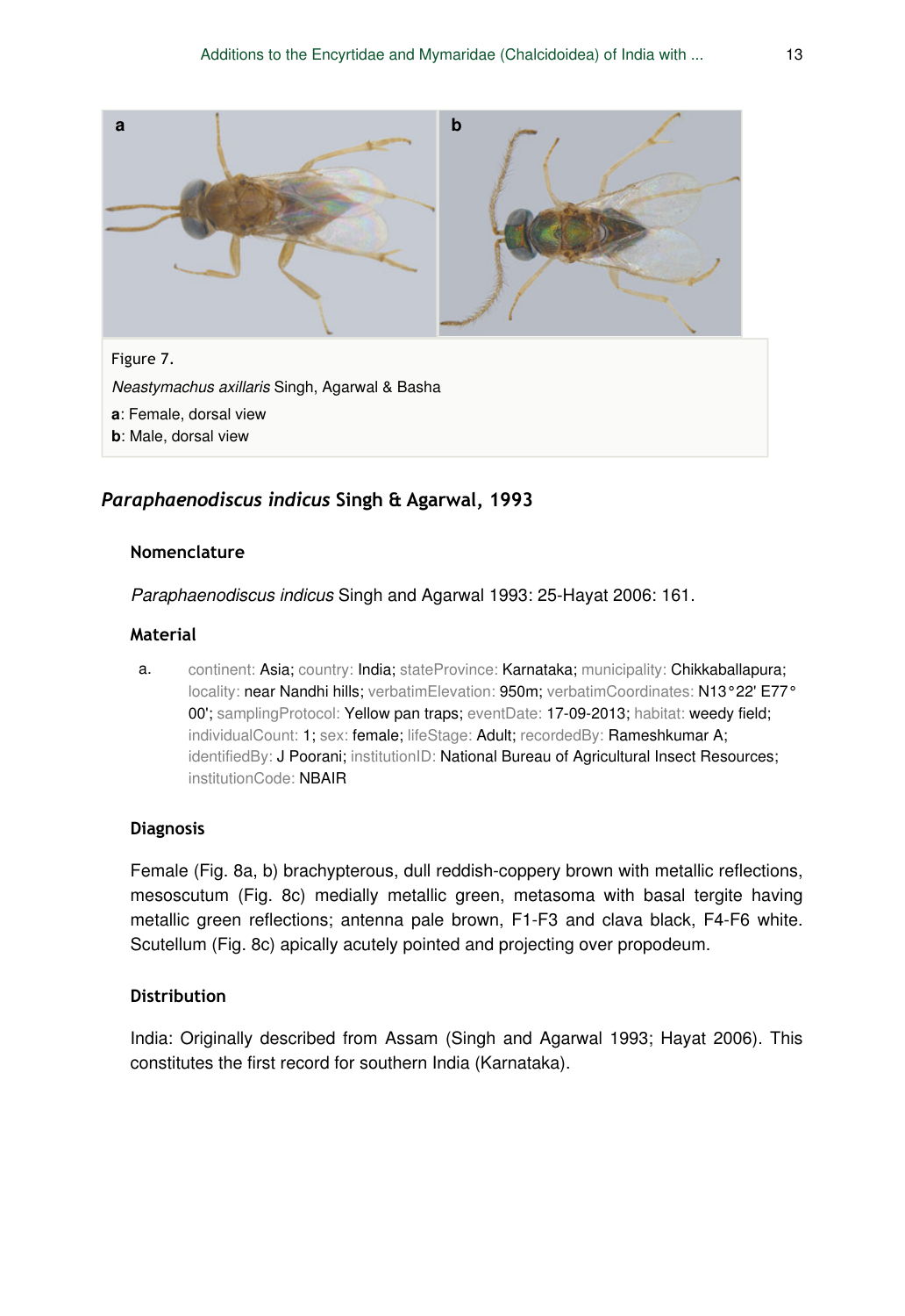Figure 7.

*Neastymachus axillaris* Singh, Agarwal & Basha

**a**: Female, dorsal view

**b**: Male, dorsal view

## *Paraphaenodiscus indicus* Singh & Agarwal, 1993

### Nomenclature

*Paraphaenodiscus indicus* Singh and Agarwal 1993: 25-Hayat 2006: 161.

### Material

a. continent: Asia; country: India; stateProvince: Karnataka; municipality: Chikkaballapura; locality: near Nandhi hills; verbatimElevation: 950m; verbatimCoordinates: N13°22' E77° 00'; samplingProtocol: Yellow pan traps; eventDate: 17-09-2013; habitat: weedy field; individualCount: 1; sex: female; lifeStage: Adult; recordedBy: Rameshkumar A; identifiedBy: J Poorani; institutionID: National Bureau of Agricultural Insect Resources; institutionCode: NBAIR

### Diagnosis

Female (Fig. 8a, b) brachypterous, dull reddish-coppery brown with metallic reflections, mesoscutum (Fig. 8c) medially metallic green, metasoma with basal tergite having metallic green reflections; antenna pale brown, F1-F3 and clava black, F4-F6 white. Scutellum (Fig. 8c) apically acutely pointed and projecting over propodeum.

### Distribution

India: Originally described from Assam (Singh and Agarwal 1993; Hayat 2006). This constitutes the first record for southern India (Karnataka).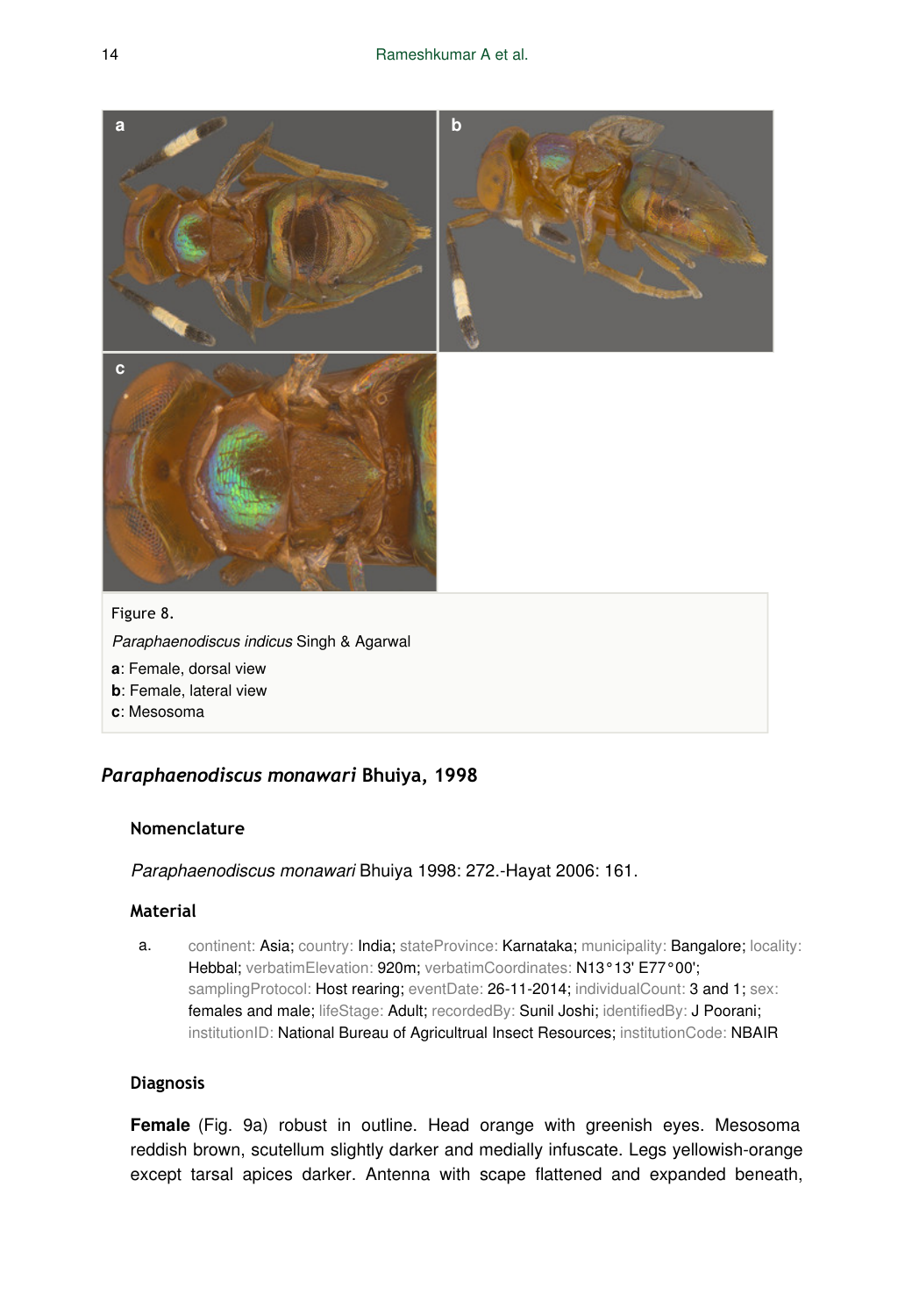Figure 8.

*Paraphaenodiscus indicus* Singh & Agarwal

**a**: Female, dorsal view

**b**: Female, lateral view

**c**: Mesosoma

## *Paraphaenodiscus monawari* Bhuiya, 1998

### Nomenclature

*Paraphaenodiscus monawari* Bhuiya 1998: 272.-Hayat 2006: 161.

### Material

a. continent: Asia; country: India; stateProvince: Karnataka; municipality: Bangalore; locality: Hebbal; verbatimElevation: 920m; verbatimCoordinates: N13°13' E77°00'; samplingProtocol: Host rearing; eventDate: 26-11-2014; individualCount: 3 and 1; sex: females and male; lifeStage: Adult; recordedBy: Sunil Joshi; identifiedBy: J Poorani; institutionID: National Bureau of Agricultrual Insect Resources; institutionCode: NBAIR

### Diagnosis

**Female** (Fig. 9a) robust in outline. Head orange with greenish eyes. Mesosoma reddish brown, scutellum slightly darker and medially infuscate. Legs yellowish-orange except tarsal apices darker. Antenna with scape flattened and expanded beneath,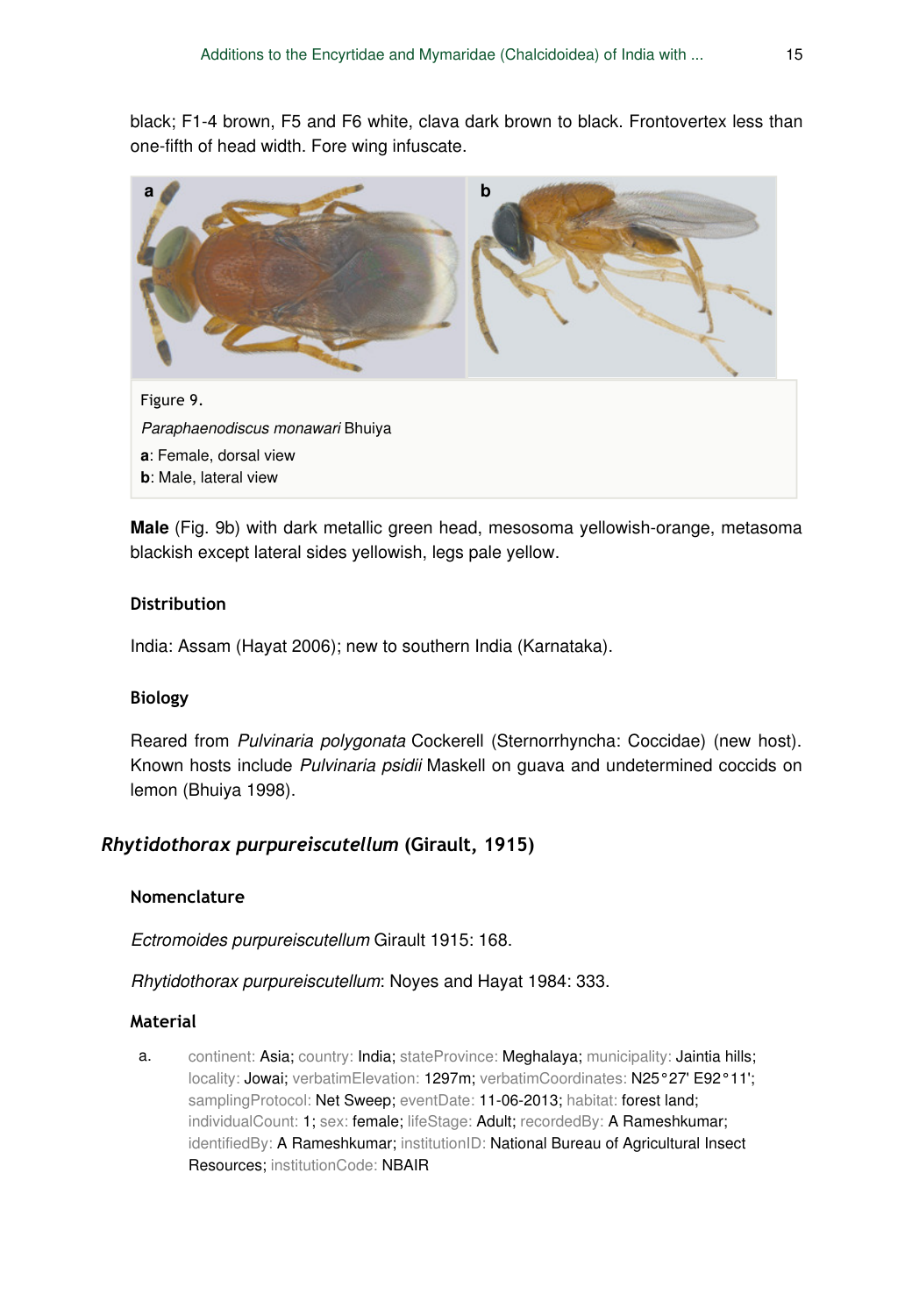black; F1-4 brown, F5 and F6 white, clava dark brown to black. Frontovertex less than one-fifth of head width. Fore wing infuscate.

Figure 9.

*Paraphaenodiscus monawari* Bhuiya

**a**: Female, dorsal view

**b**: Male, lateral view

**Male** (Fig. 9b) with dark metallic green head, mesosoma yellowish-orange, metasoma blackish except lateral sides yellowish, legs pale yellow.

### Distribution

India: Assam (Hayat 2006); new to southern India (Karnataka).

### Biology

Reared from *Pulvinaria polygonata* Cockerell (Sternorrhyncha: Coccidae) (new host). Known hosts include *Pulvinaria psidii* Maskell on guava and undetermined coccids on lemon (Bhuiya 1998).

## *Rhytidothorax purpureiscutellum* (Girault, 1915)

### Nomenclature

*Ectromoides purpureiscutellum* Girault 1915: 168.

*Rhytidothorax purpureiscutellum*: Noyes and Hayat 1984: 333.

### Material

a. continent: Asia; country: India; stateProvince: Meghalaya; municipality: Jaintia hills; locality: Jowai; verbatimElevation: 1297m; verbatimCoordinates: N25°27' E92°11'; samplingProtocol: Net Sweep; eventDate: 11-06-2013; habitat: forest land; individualCount: 1; sex: female; lifeStage: Adult; recordedBy: A Rameshkumar; identifiedBy: A Rameshkumar; institutionID: National Bureau of Agricultural Insect Resources; institutionCode: NBAIR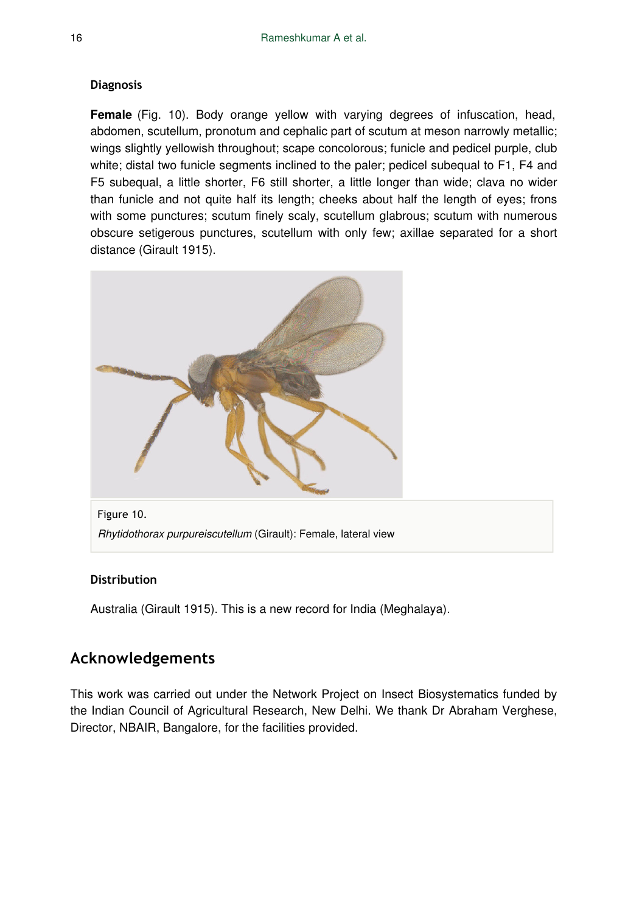### Diagnosis

**Female** (Fig. 10). Body orange yellow with varying degrees of infuscation, head, abdomen, scutellum, pronotum and cephalic part of scutum at meson narrowly metallic; wings slightly yellowish throughout; scape concolorous; funicle and pedicel purple, club white; distal two funicle segments inclined to the paler; pedicel subequal to F1, F4 and F5 subequal, a little shorter, F6 still shorter, a little longer than wide; clava no wider than funicle and not quite half its length; cheeks about half the length of eyes; frons with some punctures; scutum finely scaly, scutellum glabrous; scutum with numerous obscure setigerous punctures, scutellum with only few; axillae separated for a short distance (Girault 1915).

Figure 10.

*Rhytidothorax purpureiscutellum* (Girault): Female, lateral view

### Distribution

Australia (Girault 1915). This is a new record for India (Meghalaya).

## Acknowledgements

This work was carried out under the Network Project on Insect Biosystematics funded by the Indian Council of Agricultural Research, New Delhi. We thank Dr Abraham Verghese, Director, NBAIR, Bangalore, for the facilities provided.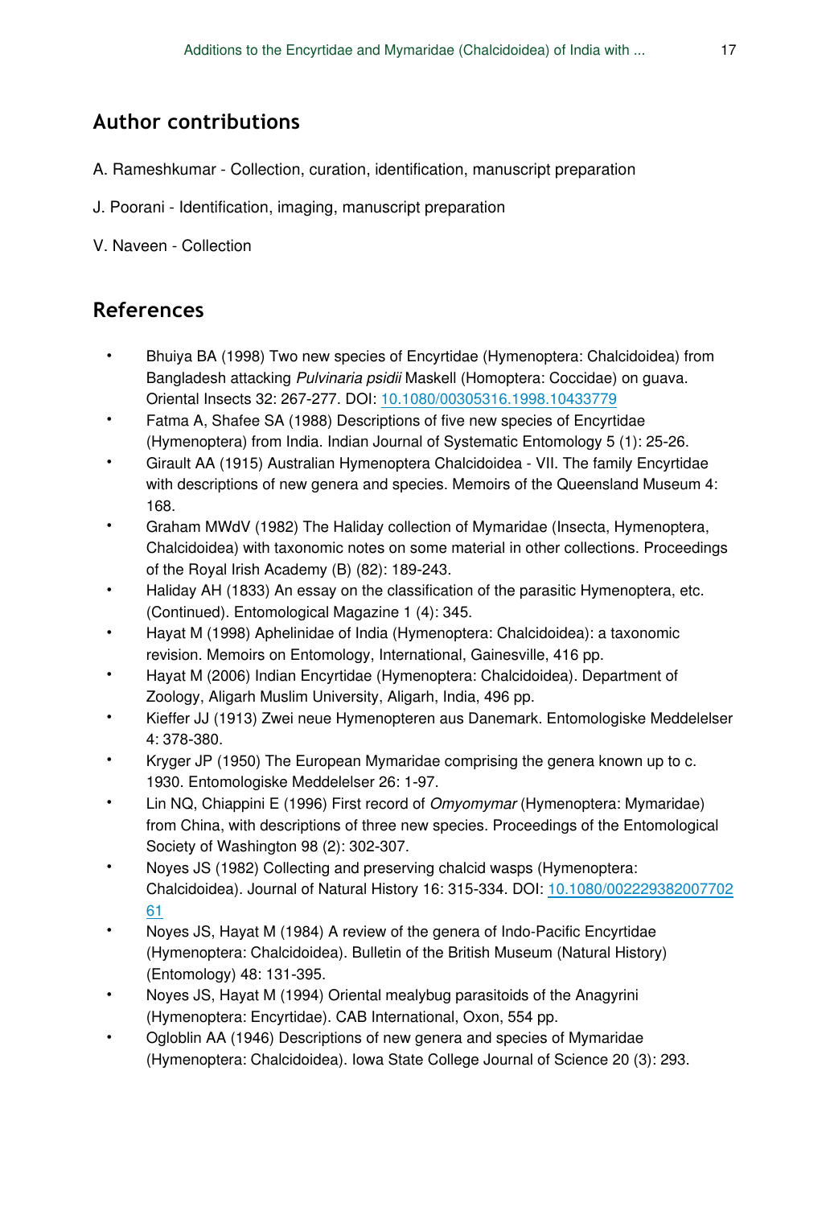## Author contributions

A. Rameshkumar - Collection, curation, identification, manuscript preparation

J. Poorani - Identification, imaging, manuscript preparation

V. Naveen - Collection

## References

- Bhuiya BA (1998) Two new species of Encyrtidae (Hymenoptera: Chalcidoidea) from Bangladesh attacking *Pulvinaria psidii* Maskell (Homoptera: Coccidae) on guava. Oriental Insects 32: 267-277. DOI: [10.1080/00305316.1998.10433779](https://doi.org/10.1080/00305316.1998.10433779)
- Fatma A, Shafee SA (1988) Descriptions of five new species of Encyrtidae (Hymenoptera) from India. Indian Journal of Systematic Entomology 5 (1): 25-26.
- Girault AA (1915) Australian Hymenoptera Chalcidoidea - VII. The family Encyrtidae with descriptions of new genera and species. Memoirs of the Queensland Museum 4: 168.
- Graham MWdV (1982) The Haliday collection of Mymaridae (Insecta, Hymenoptera, Chalcidoidea) with taxonomic notes on some material in other collections. Proceedings of the Royal Irish Academy (B) (82): 189-243.
- Haliday AH (1833) An essay on the classification of the parasitic Hymenoptera, etc. (Continued). Entomological Magazine 1 (4): 345.
- Hayat M (1998) Aphelinidae of India (Hymenoptera: Chalcidoidea): a taxonomic revision. Memoirs on Entomology, International, Gainesville, 416 pp.
- Hayat M (2006) Indian Encyrtidae (Hymenoptera: Chalcidoidea). Department of Zoology, Aligarh Muslim University, Aligarh, India, 496 pp.
- Kieffer JJ (1913) Zwei neue Hymenopteren aus Danemark. Entomologiske Meddelelser 4: 378-380.
- Kryger JP (1950) The European Mymaridae comprising the genera known up to c. 1930. Entomologiske Meddelelser 26: 1-97.
- Lin NQ, Chiappini E (1996) First record of *Omyomymar* (Hymenoptera: Mymaridae) from China, with descriptions of three new species. Proceedings of the Entomological Society of Washington 98 (2): 302-307.
- Noyes JS (1982) Collecting and preserving chalcid wasps (Hymenoptera: Chalcidoidea). Journal of Natural History 16: 315-334. DOI: [10.1080/00222938200770261](https://doi.org/10.1080/00222938200770261)
- Noyes JS, Hayat M (1984) A review of the genera of Indo-Pacific Encyrtidae (Hymenoptera: Chalcidoidea). Bulletin of the British Museum (Natural History) (Entomology) 48: 131-395.
- Noyes JS, Hayat M (1994) Oriental mealybug parasitoids of the Anagyrini (Hymenoptera: Encyrtidae). CAB International, Oxon, 554 pp.
- Ogloblin AA (1946) Descriptions of new genera and species of Mymaridae (Hymenoptera: Chalcidoidea). Iowa State College Journal of Science 20 (3): 293.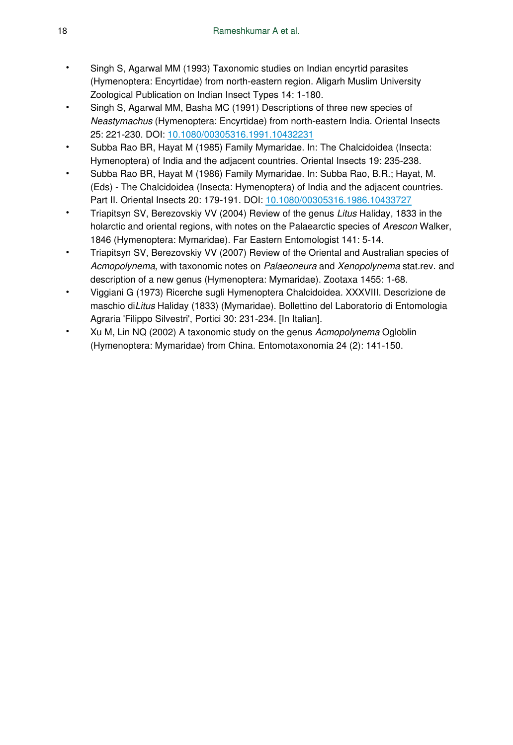- Singh S, Agarwal MM (1993) Taxonomic studies on Indian encyrtid parasites (Hymenoptera: Encyrtidae) from north-eastern region. Aligarh Muslim University Zoological Publication on Indian Insect Types 14: 1-180.
- Singh S, Agarwal MM, Basha MC (1991) Descriptions of three new species of *Neastymachus* (Hymenoptera: Encyrtidae) from north-eastern India. Oriental Insects 25: 221-230. DOI: [10.1080/00305316.1991.10432231](https://doi.org/10.1080/00305316.1991.10432231)
- Subba Rao BR, Hayat M (1985) Family Mymaridae. In: The Chalcidoidea (Insecta: Hymenoptera) of India and the adjacent countries. Oriental Insects 19: 235-238.
- Subba Rao BR, Hayat M (1986) Family Mymaridae. In: Subba Rao, B.R.; Hayat, M. (Eds) - The Chalcidoidea (Insecta: Hymenoptera) of India and the adjacent countries. Part II. Oriental Insects 20: 179-191. DOI: [10.1080/00305316.1986.10433727](https://doi.org/10.1080/00305316.1986.10433727)
- Triapitsyn SV, Berezovskiy VV (2004) Review of the genus *Litus* Haliday, 1833 in the holarctic and oriental regions, with notes on the Palaearctic species of *Arescon* Walker, 1846 (Hymenoptera: Mymaridae). Far Eastern Entomologist 141: 5-14.
- Triapitsyn SV, Berezovskiy VV (2007) Review of the Oriental and Australian species of *Acmopolynema*, with taxonomic notes on *Palaeoneura* and *Xenopolynema* stat.rev. and description of a new genus (Hymenoptera: Mymaridae). Zootaxa 1455: 1-68.
- Viggiani G (1973) Ricerche sugli Hymenoptera Chalcidoidea. XXXVIII. Descrizione de maschio di*Litus* Haliday (1833) (Mymaridae). Bollettino del Laboratorio di Entomologia Agraria 'Filippo Silvestri', Portici 30: 231-234. [In Italian].
- Xu M, Lin NQ (2002) A taxonomic study on the genus *Acmopolynema* Ogloblin (Hymenoptera: Mymaridae) from China. Entomotaxonomia 24 (2): 141-150.